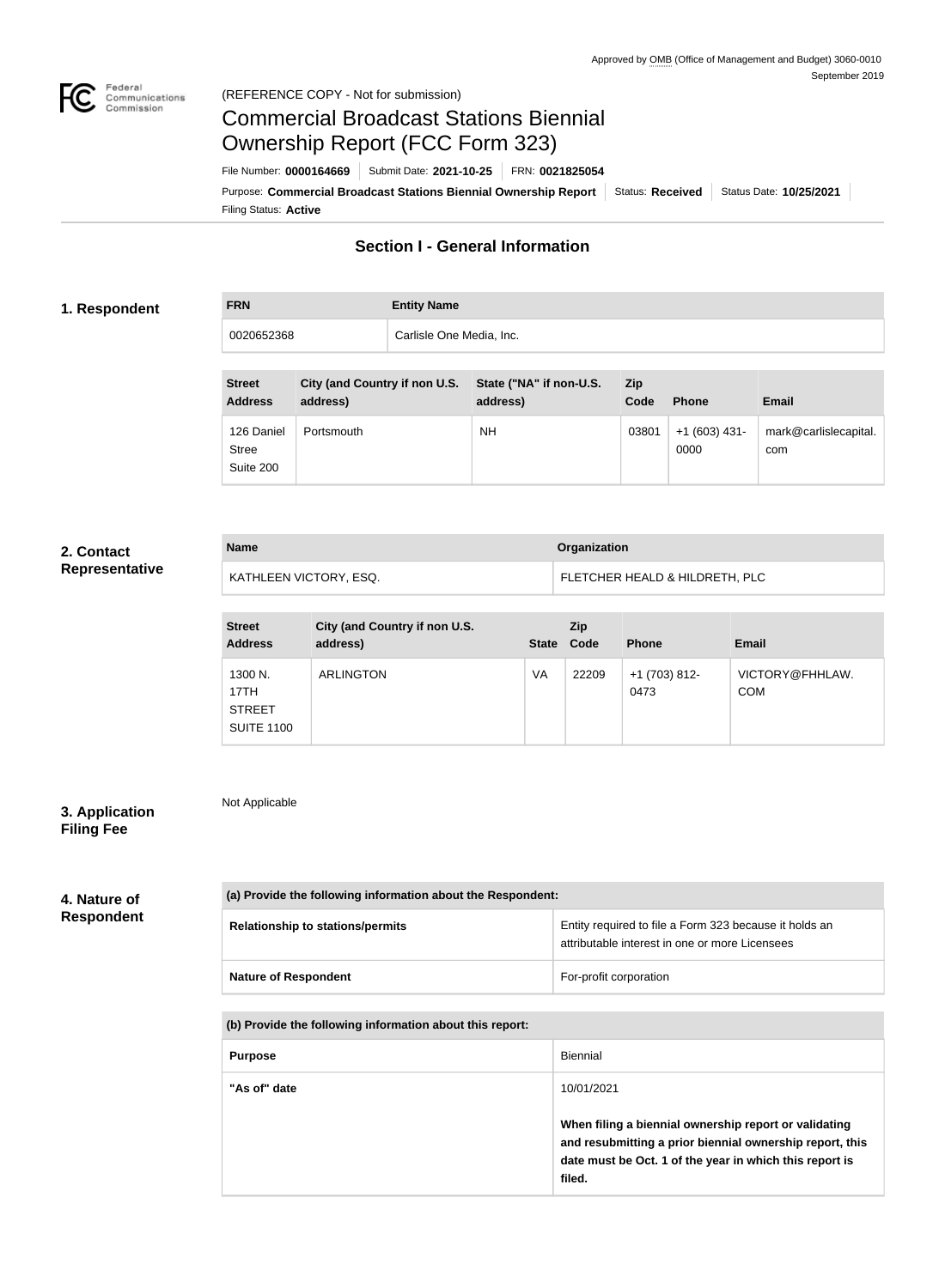Approved by OMB (Office of Management and Budget) 3060-0010
September 2019

(REFERENCE COPY - Not for submission)

# Commercial Broadcast Stations Biennial Ownership Report (FCC Form 323)

File Number: **0000164669** | Submit Date: **2021-10-25** | FRN: **0021825054**

Purpose: **Commercial Broadcast Stations Biennial Ownership Report** | Status: **Received** | Status Date: **10/25/2021**

Filing Status: **Active**

## Section I - General Information

### 1. Respondent

| FRN | Entity Name |
|---|---|
| 0020652368 | Carlisle One Media, Inc. |

| Street Address | City (and Country if non U.S. address) | State ("NA" if non-U.S. address) | Zip Code | Phone | Email |
|---|---|---|---|---|---|
| 126 Daniel Stree Suite 200 | Portsmouth | NH | 03801 | +1 (603) 431-0000 | mark@carlislecapital.com |

### 2. Contact Representative

| Name | Organization |
|---|---|
| KATHLEEN VICTORY, ESQ. | FLETCHER HEALD & HILDRETH, PLC |

| Street Address | City (and Country if non U.S. address) | State | Zip Code | Phone | Email |
|---|---|---|---|---|---|
| 1300 N. 17TH STREET SUITE 1100 | ARLINGTON | VA | 22209 | +1 (703) 812-0473 | VICTORY@FHHLAW.COM |

### 3. Application Filing Fee

Not Applicable

### 4. Nature of Respondent

| (a) Provide the following information about the Respondent: | |
|---|---|
| Relationship to stations/permits | Entity required to file a Form 323 because it holds an attributable interest in one or more Licensees |
| Nature of Respondent | For-profit corporation |

| (b) Provide the following information about this report: | |
|---|---|
| Purpose | Biennial |
| "As of" date | 10/01/2021<br><br>**When filing a biennial ownership report or validating and resubmitting a prior biennial ownership report, this date must be Oct. 1 of the year in which this report is filed.** |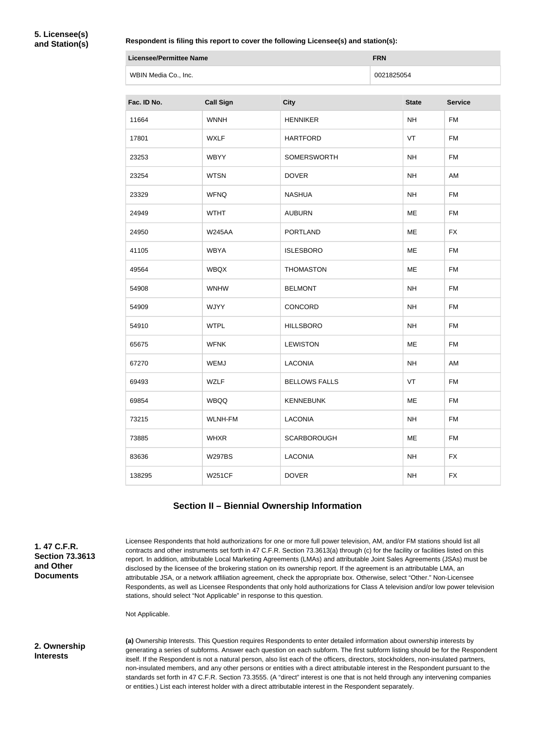**5. Licensee(s) and Station(s)**

**Respondent is filing this report to cover the following Licensee(s) and station(s):**

| Licensee/Permittee Name | FRN |
|---|---|
| WBIN Media Co., Inc. | 0021825054 |

| Fac. ID No. | Call Sign | City | State | Service |
|---|---|---|---|---|
| 11664 | WNNH | HENNIKER | NH | FM |
| 17801 | WXLF | HARTFORD | VT | FM |
| 23253 | WBYY | SOMERSWORTH | NH | FM |
| 23254 | WTSN | DOVER | NH | AM |
| 23329 | WFNQ | NASHUA | NH | FM |
| 24949 | WTHT | AUBURN | ME | FM |
| 24950 | W245AA | PORTLAND | ME | FX |
| 41105 | WBYA | ISLESBORO | ME | FM |
| 49564 | WBQX | THOMASTON | ME | FM |
| 54908 | WNHW | BELMONT | NH | FM |
| 54909 | WJYY | CONCORD | NH | FM |
| 54910 | WTPL | HILLSBORO | NH | FM |
| 65675 | WFNK | LEWISTON | ME | FM |
| 67270 | WEMJ | LACONIA | NH | AM |
| 69493 | WZLF | BELLOWS FALLS | VT | FM |
| 69854 | WBQQ | KENNEBUNK | ME | FM |
| 73215 | WLNH-FM | LACONIA | NH | FM |
| 73885 | WHXR | SCARBOROUGH | ME | FM |
| 83636 | W297BS | LACONIA | NH | FX |
| 138295 | W251CF | DOVER | NH | FX |

## Section II – Biennial Ownership Information

**1. 47 C.F.R. Section 73.3613 and Other Documents**

Licensee Respondents that hold authorizations for one or more full power television, AM, and/or FM stations should list all contracts and other instruments set forth in 47 C.F.R. Section 73.3613(a) through (c) for the facility or facilities listed on this report. In addition, attributable Local Marketing Agreements (LMAs) and attributable Joint Sales Agreements (JSAs) must be disclosed by the licensee of the brokering station on its ownership report. If the agreement is an attributable LMA, an attributable JSA, or a network affiliation agreement, check the appropriate box. Otherwise, select "Other." Non-Licensee Respondents, as well as Licensee Respondents that only hold authorizations for Class A television and/or low power television stations, should select "Not Applicable" in response to this question.

Not Applicable.

**2. Ownership Interests**

**(a)** Ownership Interests. This Question requires Respondents to enter detailed information about ownership interests by generating a series of subforms. Answer each question on each subform. The first subform listing should be for the Respondent itself. If the Respondent is not a natural person, also list each of the officers, directors, stockholders, non-insulated partners, non-insulated members, and any other persons or entities with a direct attributable interest in the Respondent pursuant to the standards set forth in 47 C.F.R. Section 73.3555. (A "direct" interest is one that is not held through any intervening companies or entities.) List each interest holder with a direct attributable interest in the Respondent separately.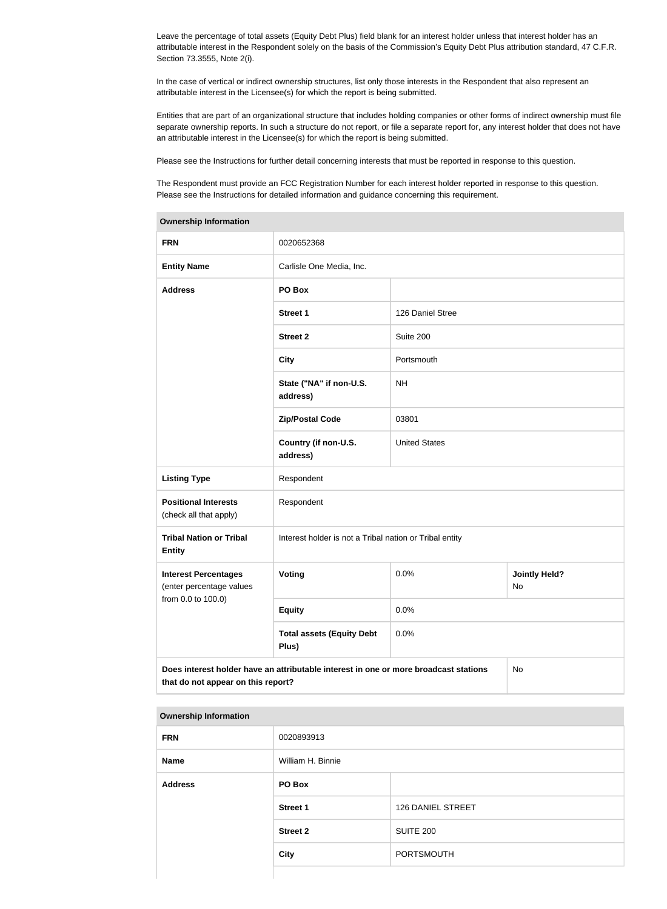Leave the percentage of total assets (Equity Debt Plus) field blank for an interest holder unless that interest holder has an attributable interest in the Respondent solely on the basis of the Commission's Equity Debt Plus attribution standard, 47 C.F.R. Section 73.3555, Note 2(i).

In the case of vertical or indirect ownership structures, list only those interests in the Respondent that also represent an attributable interest in the Licensee(s) for which the report is being submitted.

Entities that are part of an organizational structure that includes holding companies or other forms of indirect ownership must file separate ownership reports. In such a structure do not report, or file a separate report for, any interest holder that does not have an attributable interest in the Licensee(s) for which the report is being submitted.

Please see the Instructions for further detail concerning interests that must be reported in response to this question.

The Respondent must provide an FCC Registration Number for each interest holder reported in response to this question. Please see the Instructions for detailed information and guidance concerning this requirement.

| **Ownership Information** | | | |
|---|---|---|---|
| **FRN** | 0020652368 | | |
| **Entity Name** | Carlisle One Media, Inc. | | |
| **Address** | **PO Box** | | |
| | **Street 1** | 126 Daniel Stree | |
| | **Street 2** | Suite 200 | |
| | **City** | Portsmouth | |
| | **State ("NA" if non-U.S. address)** | NH | |
| | **Zip/Postal Code** | 03801 | |
| | **Country (if non-U.S. address)** | United States | |
| **Listing Type** | Respondent | | |
| **Positional Interests** (check all that apply) | Respondent | | |
| **Tribal Nation or Tribal Entity** | Interest holder is not a Tribal nation or Tribal entity | | |
| **Interest Percentages** (enter percentage values from 0.0 to 100.0) | **Voting** | 0.0% | **Jointly Held?** No |
| | **Equity** | 0.0% | |
| | **Total assets (Equity Debt Plus)** | 0.0% | |
| **Does interest holder have an attributable interest in one or more broadcast stations that do not appear on this report?** | | | No |

| **Ownership Information** | | |
|---|---|---|
| **FRN** | 0020893913 | |
| **Name** | William H. Binnie | |
| **Address** | **PO Box** | |
| | **Street 1** | 126 DANIEL STREET |
| | **Street 2** | SUITE 200 |
| | **City** | PORTSMOUTH |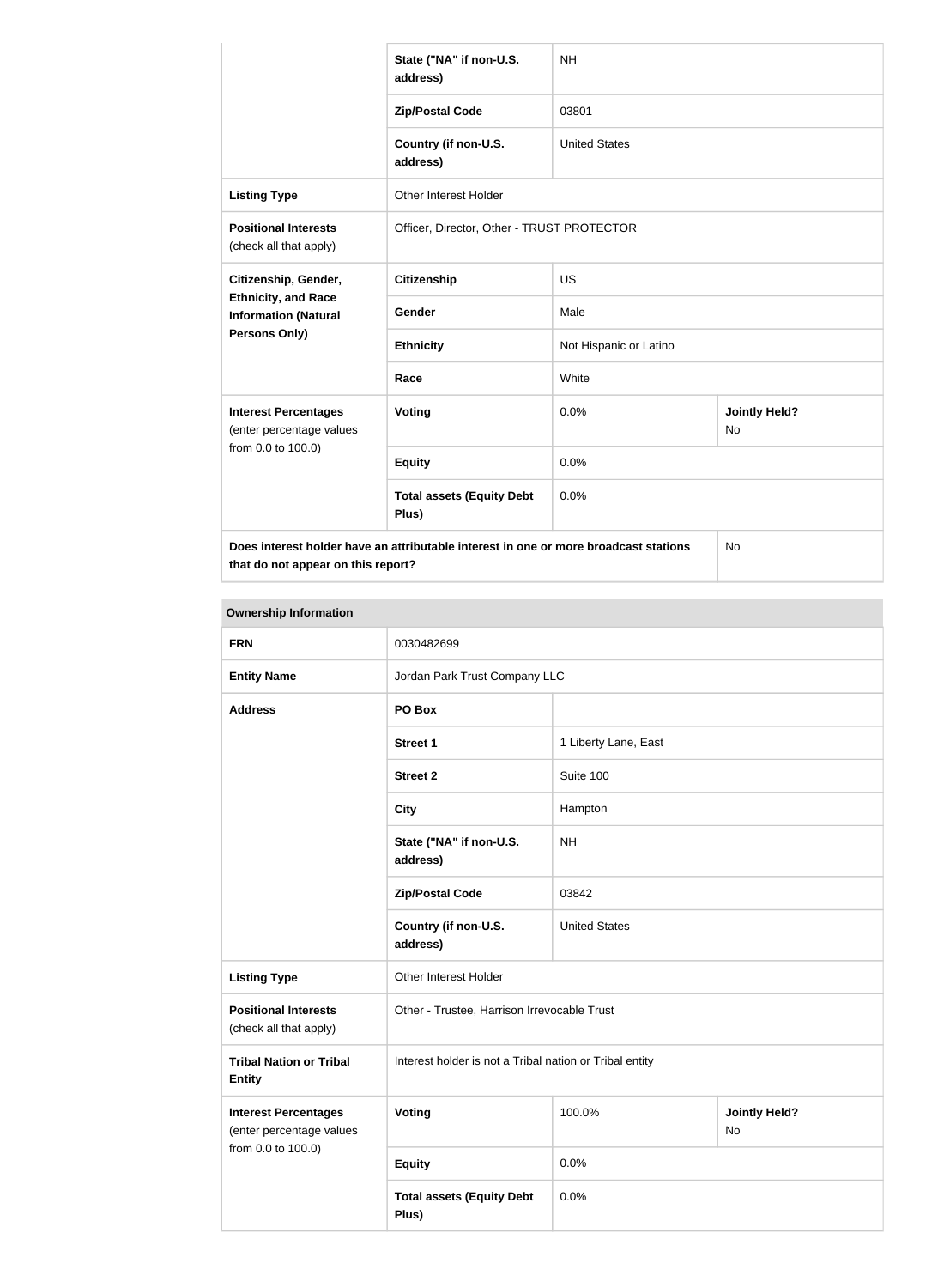| | | | |
|---|---|---|---|
| | State ("NA" if non-U.S. address) | NH | |
| | Zip/Postal Code | 03801 | |
| | Country (if non-U.S. address) | United States | |
| **Listing Type** | Other Interest Holder | | |
| **Positional Interests** (check all that apply) | Officer, Director, Other - TRUST PROTECTOR | | |
| **Citizenship, Gender, Ethnicity, and Race Information (Natural Persons Only)** | **Citizenship** | US | |
| | **Gender** | Male | |
| | **Ethnicity** | Not Hispanic or Latino | |
| | **Race** | White | |
| **Interest Percentages** (enter percentage values from 0.0 to 100.0) | **Voting** | 0.0% | **Jointly Held?** No |
| | **Equity** | 0.0% | |
| | **Total assets (Equity Debt Plus)** | 0.0% | |
| **Does interest holder have an attributable interest in one or more broadcast stations that do not appear on this report?** | | | No |

| **Ownership Information** | | | |
|---|---|---|---|
| **FRN** | 0030482699 | | |
| **Entity Name** | Jordan Park Trust Company LLC | | |
| **Address** | **PO Box** | | |
| | **Street 1** | 1 Liberty Lane, East | |
| | **Street 2** | Suite 100 | |
| | **City** | Hampton | |
| | **State ("NA" if non-U.S. address)** | NH | |
| | **Zip/Postal Code** | 03842 | |
| | **Country (if non-U.S. address)** | United States | |
| **Listing Type** | Other Interest Holder | | |
| **Positional Interests** (check all that apply) | Other - Trustee, Harrison Irrevocable Trust | | |
| **Tribal Nation or Tribal Entity** | Interest holder is not a Tribal nation or Tribal entity | | |
| **Interest Percentages** (enter percentage values from 0.0 to 100.0) | **Voting** | 100.0% | **Jointly Held?** No |
| | **Equity** | 0.0% | |
| | **Total assets (Equity Debt Plus)** | 0.0% | |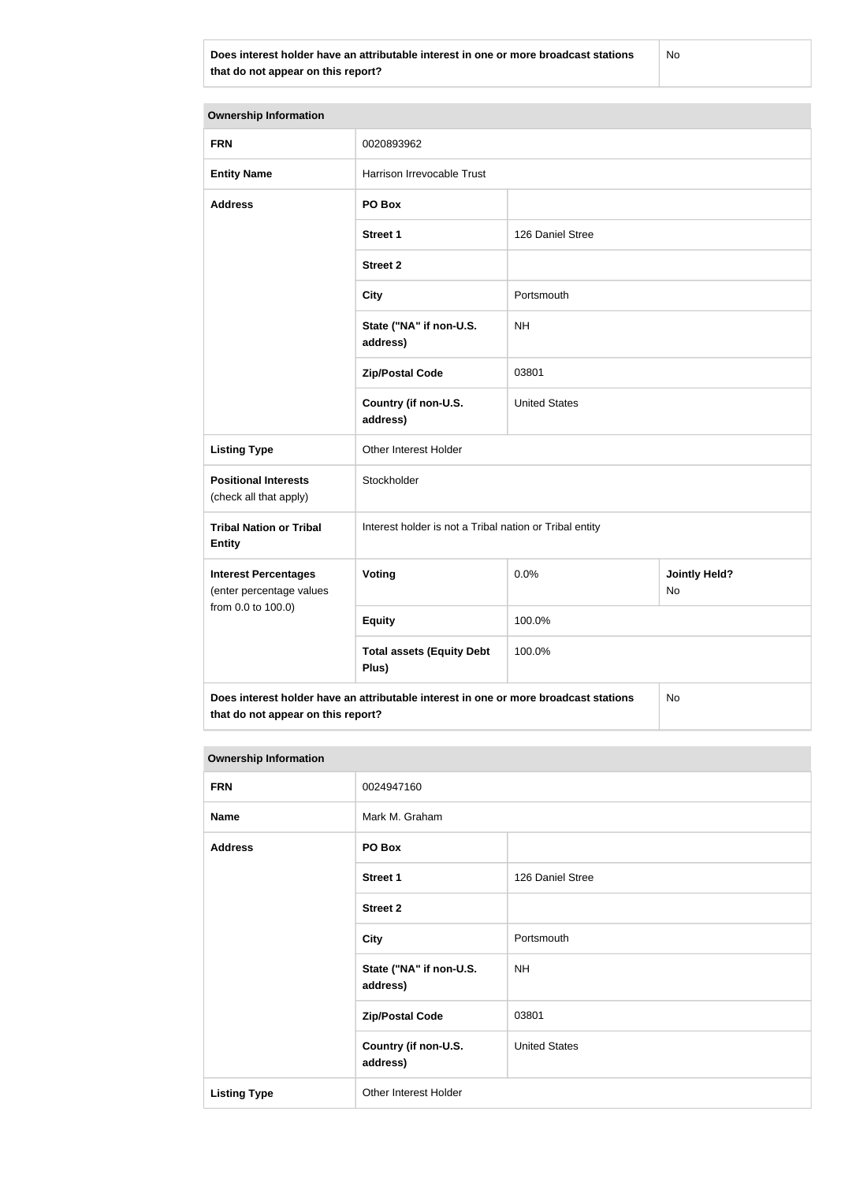| Does interest holder have an attributable interest in one or more broadcast stations that do not appear on this report? | No |
| --- | --- |

| Ownership Information | | | |
| --- | --- | --- | --- |
| **FRN** | 0020893962 | | |
| **Entity Name** | Harrison Irrevocable Trust | | |
| **Address** | **PO Box** | | |
| | **Street 1** | 126 Daniel Stree | |
| | **Street 2** | | |
| | **City** | Portsmouth | |
| | **State ("NA" if non-U.S. address)** | NH | |
| | **Zip/Postal Code** | 03801 | |
| | **Country (if non-U.S. address)** | United States | |
| **Listing Type** | Other Interest Holder | | |
| **Positional Interests** (check all that apply) | Stockholder | | |
| **Tribal Nation or Tribal Entity** | Interest holder is not a Tribal nation or Tribal entity | | |
| **Interest Percentages** (enter percentage values from 0.0 to 100.0) | **Voting** | 0.0% | **Jointly Held?** No |
| | **Equity** | 100.0% | |
| | **Total assets (Equity Debt Plus)** | 100.0% | |
| **Does interest holder have an attributable interest in one or more broadcast stations that do not appear on this report?** | | | No |

| Ownership Information | | |
| --- | --- | --- |
| **FRN** | 0024947160 | |
| **Name** | Mark M. Graham | |
| **Address** | **PO Box** | |
| | **Street 1** | 126 Daniel Stree |
| | **Street 2** | |
| | **City** | Portsmouth |
| | **State ("NA" if non-U.S. address)** | NH |
| | **Zip/Postal Code** | 03801 |
| | **Country (if non-U.S. address)** | United States |
| **Listing Type** | Other Interest Holder | |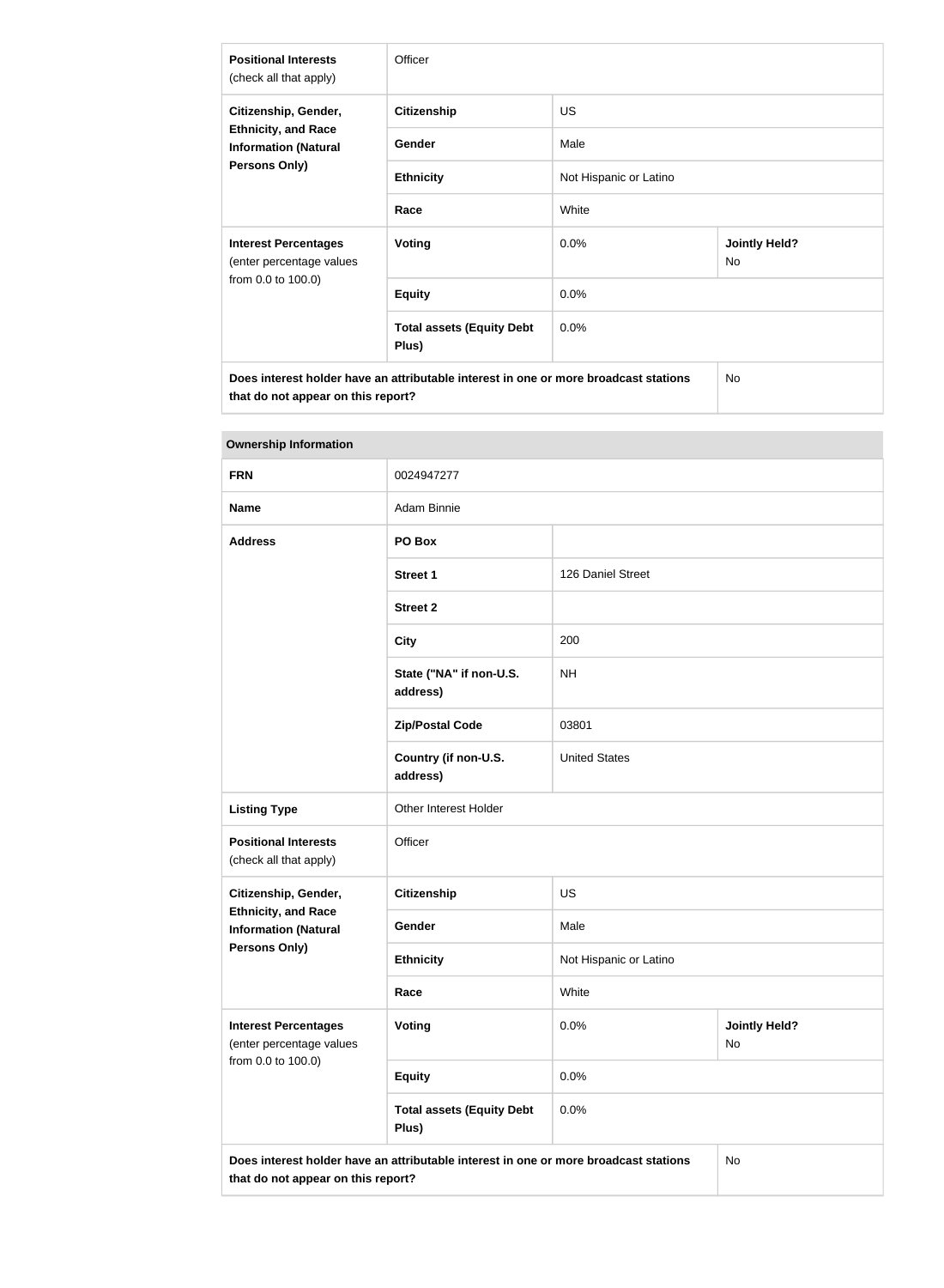| | | | |
|---|---|---|---|
| **Positional Interests** (check all that apply) | Officer | | |
| **Citizenship, Gender, Ethnicity, and Race Information (Natural Persons Only)** | **Citizenship** | US | |
| | **Gender** | Male | |
| | **Ethnicity** | Not Hispanic or Latino | |
| | **Race** | White | |
| **Interest Percentages** (enter percentage values from 0.0 to 100.0) | **Voting** | 0.0% | **Jointly Held?** No |
| | **Equity** | 0.0% | |
| | **Total assets (Equity Debt Plus)** | 0.0% | |
| **Does interest holder have an attributable interest in one or more broadcast stations that do not appear on this report?** | | | No |

| **Ownership Information** | | | |
|---|---|---|---|
| **FRN** | 0024947277 | | |
| **Name** | Adam Binnie | | |
| **Address** | **PO Box** | | |
| | **Street 1** | 126 Daniel Street | |
| | **Street 2** | | |
| | **City** | 200 | |
| | **State ("NA" if non-U.S. address)** | NH | |
| | **Zip/Postal Code** | 03801 | |
| | **Country (if non-U.S. address)** | United States | |
| **Listing Type** | Other Interest Holder | | |
| **Positional Interests** (check all that apply) | Officer | | |
| **Citizenship, Gender, Ethnicity, and Race Information (Natural Persons Only)** | **Citizenship** | US | |
| | **Gender** | Male | |
| | **Ethnicity** | Not Hispanic or Latino | |
| | **Race** | White | |
| **Interest Percentages** (enter percentage values from 0.0 to 100.0) | **Voting** | 0.0% | **Jointly Held?** No |
| | **Equity** | 0.0% | |
| | **Total assets (Equity Debt Plus)** | 0.0% | |
| **Does interest holder have an attributable interest in one or more broadcast stations that do not appear on this report?** | | | No |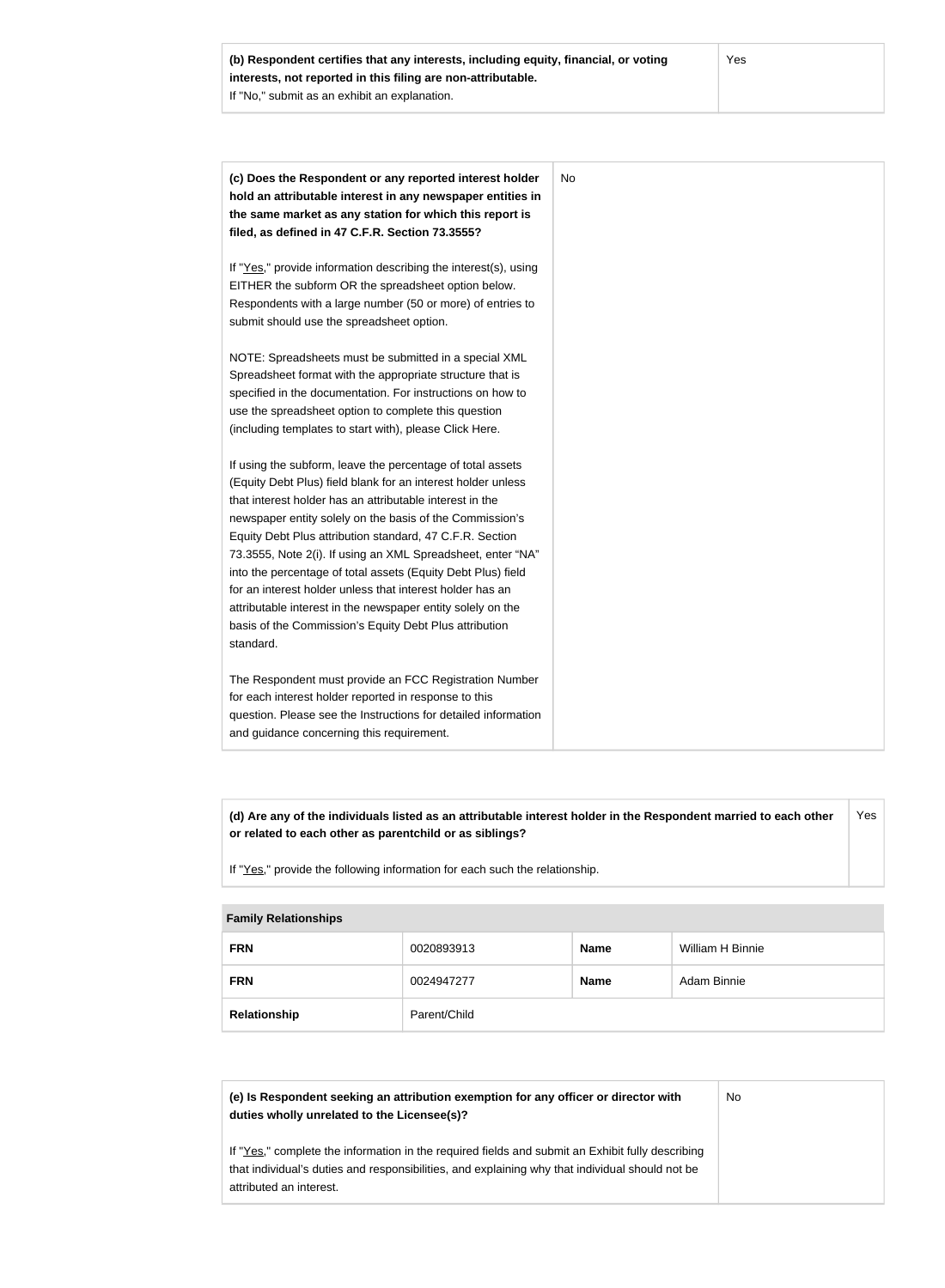| **(b) Respondent certifies that any interests, including equity, financial, or voting interests, not reported in this filing are non-attributable.** If "No," submit as an exhibit an explanation. | Yes |
|---|---|

| **(c) Does the Respondent or any reported interest holder hold an attributable interest in any newspaper entities in the same market as any station for which this report is filed, as defined in 47 C.F.R. Section 73.3555?**<br><br>If "Yes," provide information describing the interest(s), using EITHER the subform OR the spreadsheet option below. Respondents with a large number (50 or more) of entries to submit should use the spreadsheet option.<br><br>NOTE: Spreadsheets must be submitted in a special XML Spreadsheet format with the appropriate structure that is specified in the documentation. For instructions on how to use the spreadsheet option to complete this question (including templates to start with), please Click Here.<br><br>If using the subform, leave the percentage of total assets (Equity Debt Plus) field blank for an interest holder unless that interest holder has an attributable interest in the newspaper entity solely on the basis of the Commission's Equity Debt Plus attribution standard, 47 C.F.R. Section 73.3555, Note 2(i). If using an XML Spreadsheet, enter "NA" into the percentage of total assets (Equity Debt Plus) field for an interest holder unless that interest holder has an attributable interest in the newspaper entity solely on the basis of the Commission's Equity Debt Plus attribution standard.<br><br>The Respondent must provide an FCC Registration Number for each interest holder reported in response to this question. Please see the Instructions for detailed information and guidance concerning this requirement. | No |
|---|---|

| **(d) Are any of the individuals listed as an attributable interest holder in the Respondent married to each other or related to each other as parentchild or as siblings?**<br><br>If "Yes," provide the following information for each such the relationship. | Yes |
|---|---|

| **Family Relationships** | | | |
|---|---|---|---|
| **FRN** | 0020893913 | **Name** | William H Binnie |
| **FRN** | 0024947277 | **Name** | Adam Binnie |
| **Relationship** | Parent/Child | | |

| **(e) Is Respondent seeking an attribution exemption for any officer or director with duties wholly unrelated to the Licensee(s)?**<br><br>If "Yes," complete the information in the required fields and submit an Exhibit fully describing that individual's duties and responsibilities, and explaining why that individual should not be attributed an interest. | No |
|---|---|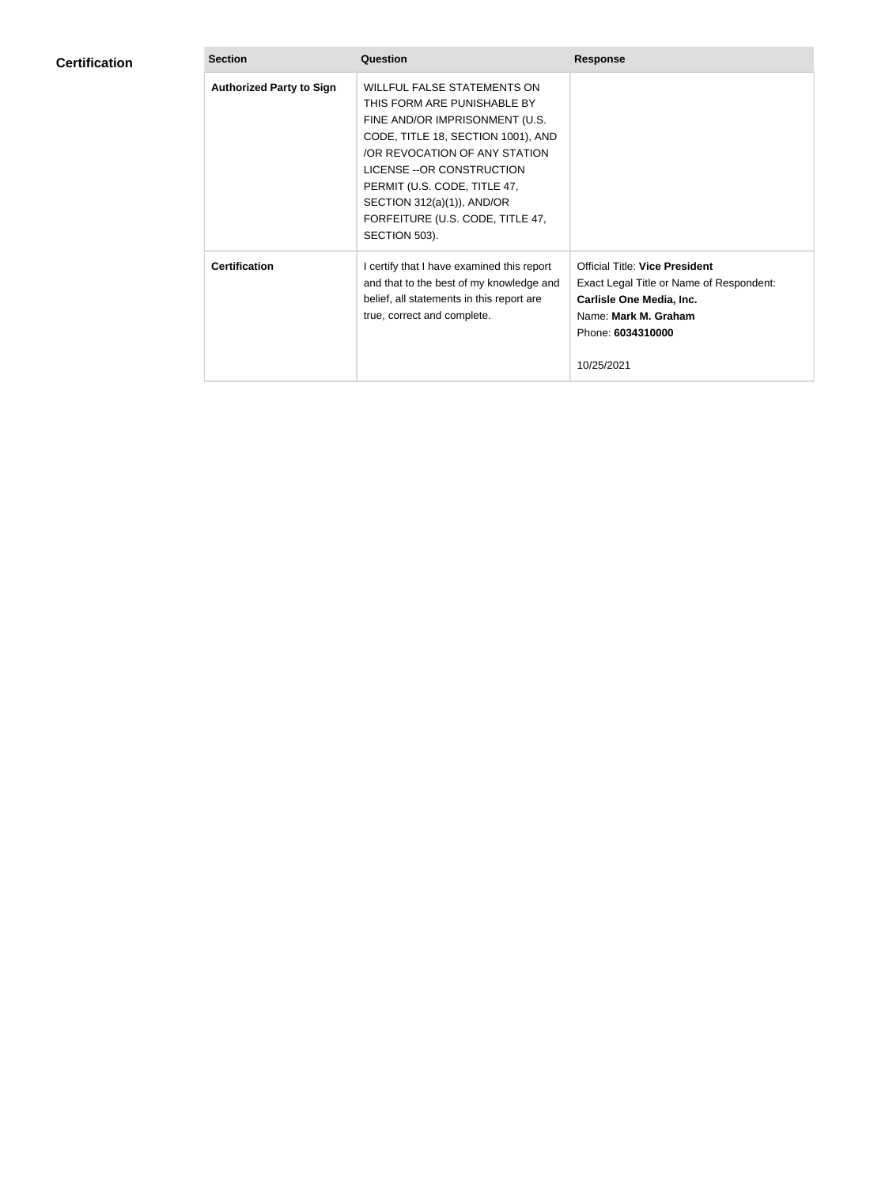## Certification

| Section | Question | Response |
|---|---|---|
| **Authorized Party to Sign** | WILLFUL FALSE STATEMENTS ON THIS FORM ARE PUNISHABLE BY FINE AND/OR IMPRISONMENT (U.S. CODE, TITLE 18, SECTION 1001), AND /OR REVOCATION OF ANY STATION LICENSE --OR CONSTRUCTION PERMIT (U.S. CODE, TITLE 47, SECTION 312(a)(1)), AND/OR FORFEITURE (U.S. CODE, TITLE 47, SECTION 503). | |
| **Certification** | I certify that I have examined this report and that to the best of my knowledge and belief, all statements in this report are true, correct and complete. | Official Title: **Vice President**<br>Exact Legal Title or Name of Respondent: **Carlisle One Media, Inc.**<br>Name: **Mark M. Graham**<br>Phone: **6034310000**<br><br>10/25/2021 |